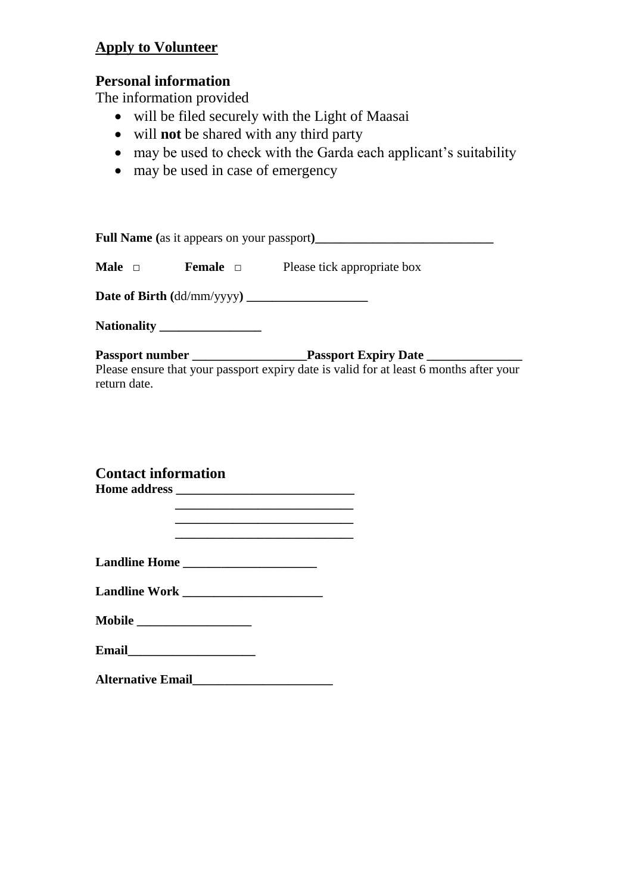## Apply to Volunteer

### Personal information

The information provided

- will be filed securely with the Light of Maasai
- will **not** be shared with any third party
- may be used to check with the Garda each applicant's suitability
- may be used in case of emergency

**Full Name (**as it appears on your passport**)\_\_\_\_\_\_\_\_\_\_\_\_\_\_\_\_\_\_\_\_\_\_\_\_\_\_\_\_\_**

**Male** □ **Female** □ Please tick appropriate box

**Date of Birth (**dd/mm/yyyy**) \_\_\_\_\_\_\_\_\_\_\_\_\_\_\_\_\_\_\_**

**Nationality \_\_\_\_\_\_\_\_\_\_\_\_\_\_\_\_**

**Passport number \_\_\_\_\_\_\_\_\_\_\_\_\_\_\_\_\_\_Passport Expiry Date \_\_\_\_\_\_\_\_\_\_\_\_\_\_\_**

Please ensure that your passport expiry date is valid for at least 6 months after your return date.

### Contact information

**Home address \_\_\_\_\_\_\_\_\_\_\_\_\_\_\_\_\_\_\_\_\_\_\_\_\_\_\_\_**

**\_\_\_\_\_\_\_\_\_\_\_\_\_\_\_\_\_\_\_\_\_\_\_\_\_\_\_\_**

**\_\_\_\_\_\_\_\_\_\_\_\_\_\_\_\_\_\_\_\_\_\_\_\_\_\_\_\_**

**\_\_\_\_\_\_\_\_\_\_\_\_\_\_\_\_\_\_\_\_\_\_\_\_\_\_\_\_**

**Landline Home \_\_\_\_\_\_\_\_\_\_\_\_\_\_\_\_\_\_\_\_\_**

**Landline Work \_\_\_\_\_\_\_\_\_\_\_\_\_\_\_\_\_\_\_\_\_\_**

**Mobile \_\_\_\_\_\_\_\_\_\_\_\_\_\_\_\_\_\_**

**Email\_\_\_\_\_\_\_\_\_\_\_\_\_\_\_\_\_\_\_\_**

**Alternative Email\_\_\_\_\_\_\_\_\_\_\_\_\_\_\_\_\_\_\_\_\_\_**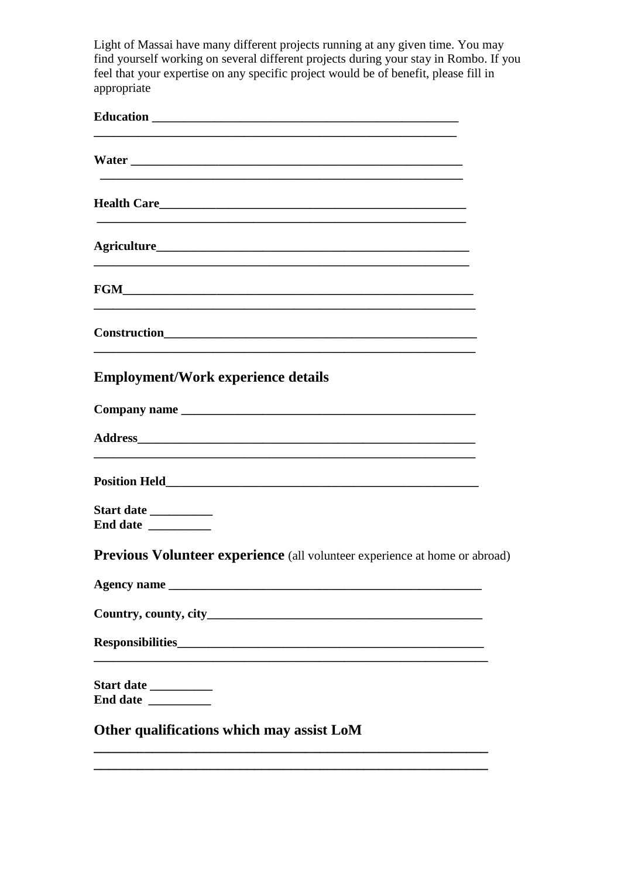Light of Massai have many different projects running at any given time. You may find yourself working on several different projects during your stay in Rombo. If you feel that your expertise on any specific project would be of benefit, please fill in appropriate

**Education** ___________________________________________________
___________________________________________________________

**Water** ______________________________________________________
___________________________________________________________

**Health Care**__________________________________________________
___________________________________________________________

**Agriculture**__________________________________________________
___________________________________________________________

**FGM**_______________________________________________________
___________________________________________________________

**Construction**_________________________________________________
___________________________________________________________

## Employment/Work experience details

**Company name** ______________________________________________

**Address**_____________________________________________________
___________________________________________________________

**Position Held**_________________________________________________

**Start date** __________
**End date** __________

## Previous Volunteer experience (all volunteer experience at home or abroad)

**Agency name** ________________________________________________

**Country, county, city**__________________________________________

**Responsibilities**_______________________________________________
___________________________________________________________

**Start date** __________
**End date** __________

## Other qualifications which may assist LoM

___________________________________________________________
___________________________________________________________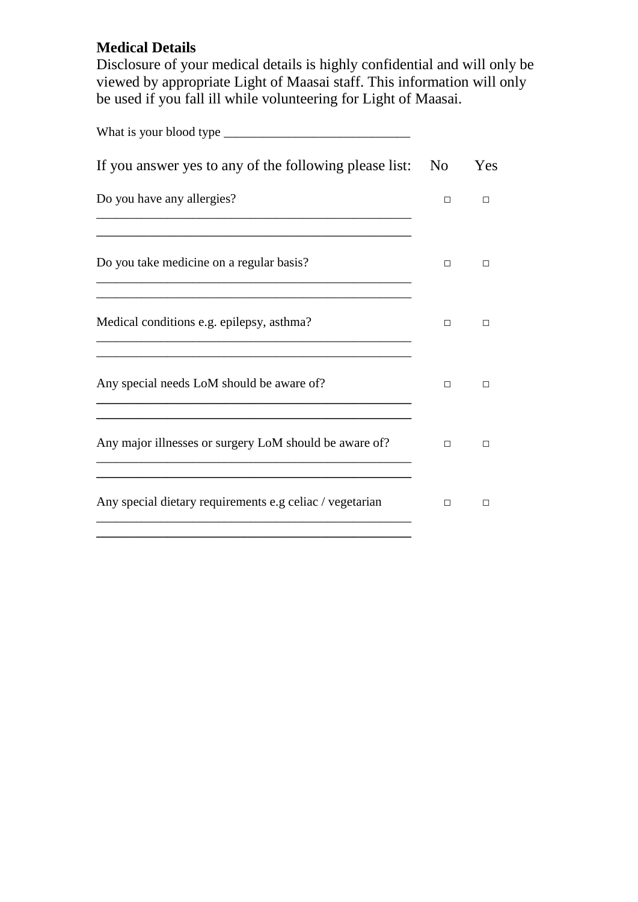**Medical Details**

Disclosure of your medical details is highly confidential and will only be viewed by appropriate Light of Maasai staff. This information will only be used if you fall ill while volunteering for Light of Maasai.

What is your blood type ____________________________

| If you answer yes to any of the following please list: | No | Yes |
|---|---|---|
| Do you have any allergies? | □ | □ |
| Do you take medicine on a regular basis? | □ | □ |
| Medical conditions e.g. epilepsy, asthma? | □ | □ |
| Any special needs LoM should be aware of? | □ | □ |
| Any major illnesses or surgery LoM should be aware of? | □ | □ |
| Any special dietary requirements e.g celiac / vegetarian | □ | □ |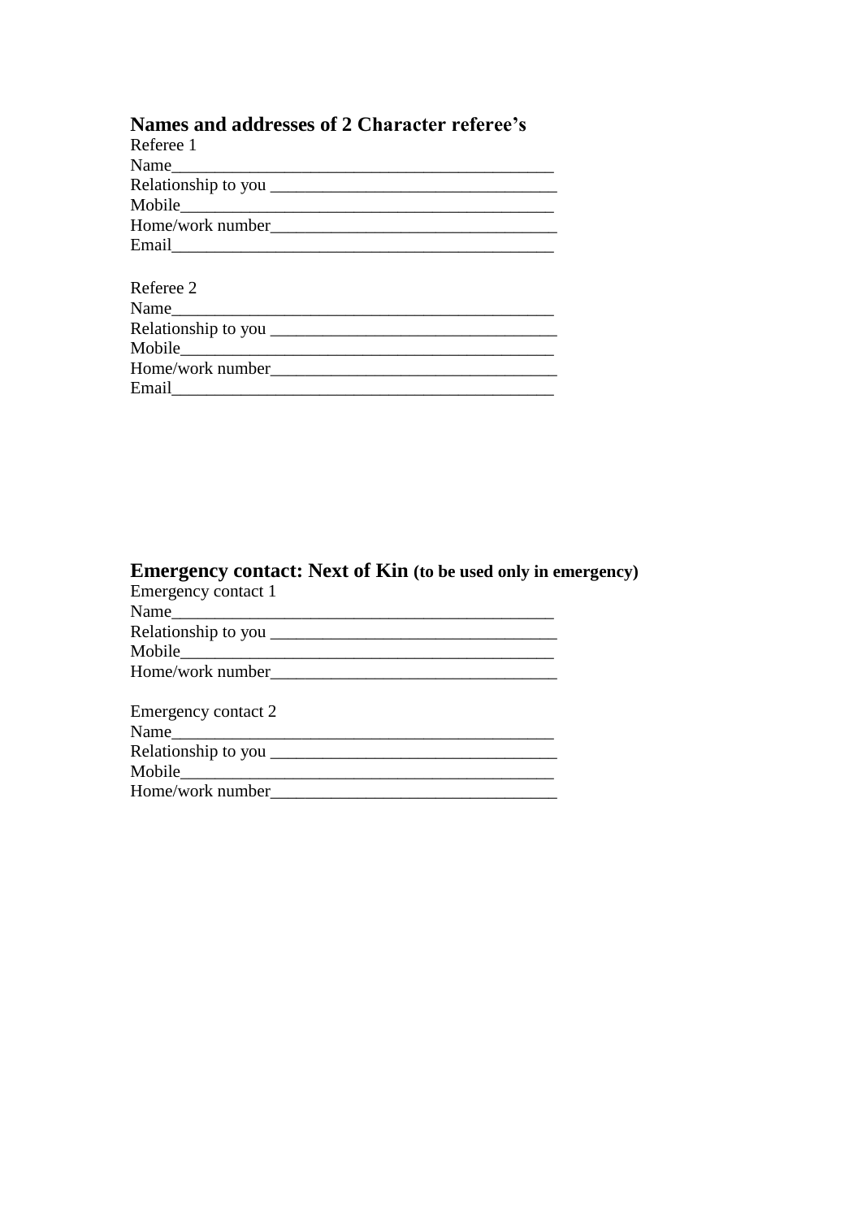**Names and addresses of 2 Character referee's**

Referee 1

Name_____________________________________________

Relationship to you _________________________________

Mobile___________________________________________

Home/work number_________________________________

Email____________________________________________

Referee 2

Name_____________________________________________

Relationship to you _________________________________

Mobile___________________________________________

Home/work number_________________________________

Email____________________________________________

**Emergency contact: Next of Kin (to be used only in emergency)**

Emergency contact 1

Name_____________________________________________

Relationship to you _________________________________

Mobile___________________________________________

Home/work number_________________________________

Emergency contact 2

Name_____________________________________________

Relationship to you _________________________________

Mobile___________________________________________

Home/work number_________________________________